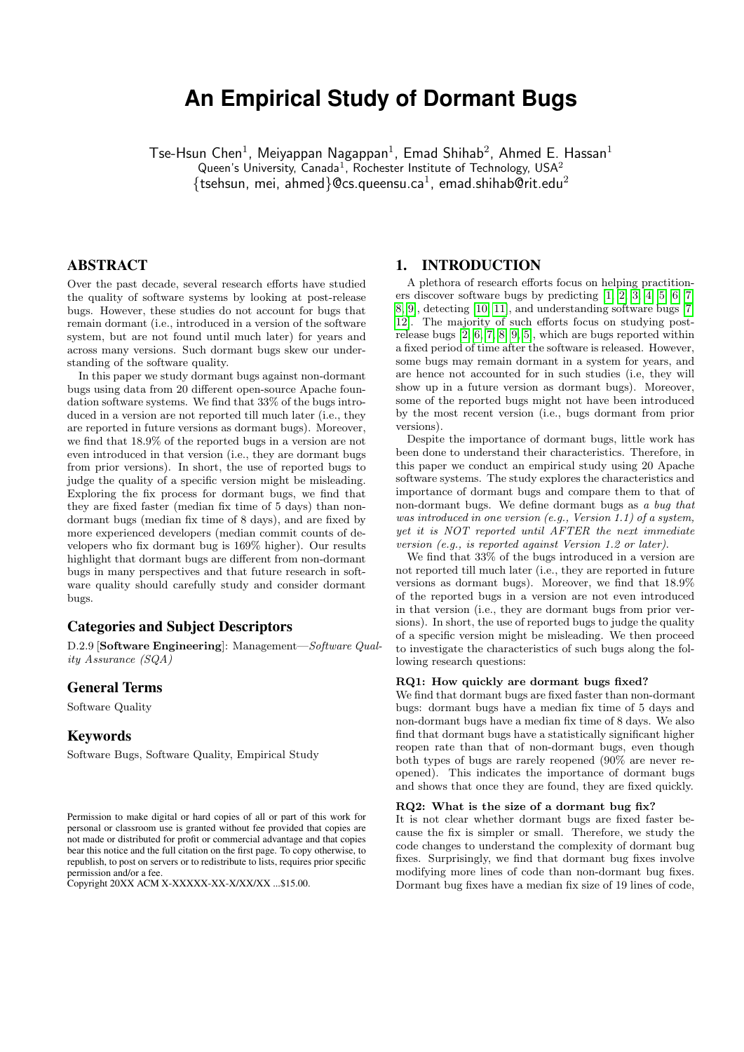# An Empirical Study of Dormant Bugs

Tse-Hsun Chen[1], Meiyappan Nagappan[1], Emad Shihab[2], Ahmed E. Hassan[1]
Queen's University, Canada[1], Rochester Institute of Technology, USA[2]
{tsehsun, mei, ahmed}@cs.queensu.ca[1], emad.shihab@rit.edu[2]

## ABSTRACT

Over the past decade, several research efforts have studied the quality of software systems by looking at post-release bugs. However, these studies do not account for bugs that remain dormant (i.e., introduced in a version of the software system, but are not found until much later) for years and across many versions. Such dormant bugs skew our understanding of the software quality.

In this paper we study dormant bugs against non-dormant bugs using data from 20 different open-source Apache foundation software systems. We find that 33% of the bugs introduced in a version are not reported till much later (i.e., they are reported in future versions as dormant bugs). Moreover, we find that 18.9% of the reported bugs in a version are not even introduced in that version (i.e., they are dormant bugs from prior versions). In short, the use of reported bugs to judge the quality of a specific version might be misleading. Exploring the fix process for dormant bugs, we find that they are fixed faster (median fix time of 5 days) than non-dormant bugs (median fix time of 8 days), and are fixed by more experienced developers (median commit counts of developers who fix dormant bug is 169% higher). Our results highlight that dormant bugs are different from non-dormant bugs in many perspectives and that future research in software quality should carefully study and consider dormant bugs.

### Categories and Subject Descriptors

D.2.9 [**Software Engineering**]: Management—*Software Quality Assurance (SQA)*

### General Terms

Software Quality

### Keywords

Software Bugs, Software Quality, Empirical Study

Permission to make digital or hard copies of all or part of this work for personal or classroom use is granted without fee provided that copies are not made or distributed for profit or commercial advantage and that copies bear this notice and the full citation on the first page. To copy otherwise, to republish, to post on servers or to redistribute to lists, requires prior specific permission and/or a fee.
Copyright 20XX ACM X-XXXXX-XX-X/XX/XX ...$15.00.

## 1. INTRODUCTION

A plethora of research efforts focus on helping practitioners discover software bugs by predicting [1, 2, 3, 4, 5, 6, 7, 8, 9], detecting [10, 11], and understanding software bugs [7, 12]. The majority of such efforts focus on studying post-release bugs [2, 6, 7, 8, 9, 5], which are bugs reported within a fixed period of time after the software is released. However, some bugs may remain dormant in a system for years, and are hence not accounted for in such studies (i.e, they will show up in a future version as dormant bugs). Moreover, some of the reported bugs might not have been introduced by the most recent version (i.e., bugs dormant from prior versions).

Despite the importance of dormant bugs, little work has been done to understand their characteristics. Therefore, in this paper we conduct an empirical study using 20 Apache software systems. The study explores the characteristics and importance of dormant bugs and compare them to that of non-dormant bugs. We define dormant bugs as *a bug that was introduced in one version (e.g., Version 1.1) of a system, yet it is NOT reported until AFTER the next immediate version (e.g., is reported against Version 1.2 or later)*.

We find that 33% of the bugs introduced in a version are not reported till much later (i.e., they are reported in future versions as dormant bugs). Moreover, we find that 18.9% of the reported bugs in a version are not even introduced in that version (i.e., they are dormant bugs from prior versions). In short, the use of reported bugs to judge the quality of a specific version might be misleading. We then proceed to investigate the characteristics of such bugs along the following research questions:

**RQ1: How quickly are dormant bugs fixed?**
We find that dormant bugs are fixed faster than non-dormant bugs: dormant bugs have a median fix time of 5 days and non-dormant bugs have a median fix time of 8 days. We also find that dormant bugs have a statistically significant higher reopen rate than that of non-dormant bugs, even though both types of bugs are rarely reopened (90% are never reopened). This indicates the importance of dormant bugs and shows that once they are found, they are fixed quickly.

**RQ2: What is the size of a dormant bug fix?**
It is not clear whether dormant bugs are fixed faster because the fix is simpler or small. Therefore, we study the code changes to understand the complexity of dormant bug fixes. Surprisingly, we find that dormant bug fixes involve modifying more lines of code than non-dormant bug fixes. Dormant bug fixes have a median fix size of 19 lines of code,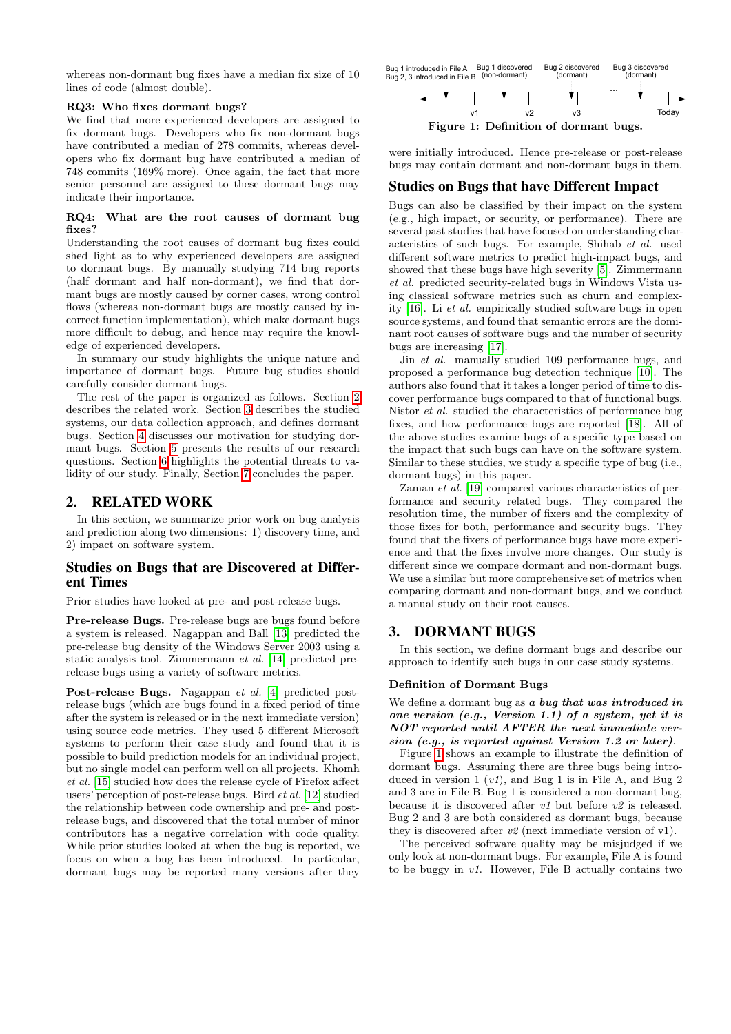whereas non-dormant bug fixes have a median fix size of 10 lines of code (almost double).

**RQ3: Who fixes dormant bugs?**

We find that more experienced developers are assigned to fix dormant bugs. Developers who fix non-dormant bugs have contributed a median of 278 commits, whereas developers who fix dormant bug have contributed a median of 748 commits (169% more). Once again, the fact that more senior personnel are assigned to these dormant bugs may indicate their importance.

**RQ4: What are the root causes of dormant bug fixes?**

Understanding the root causes of dormant bug fixes could shed light as to why experienced developers are assigned to dormant bugs. By manually studying 714 bug reports (half dormant and half non-dormant), we find that dormant bugs are mostly caused by corner cases, wrong control flows (whereas non-dormant bugs are mostly caused by incorrect function implementation), which make dormant bugs more difficult to debug, and hence may require the knowledge of experienced developers.

In summary our study highlights the unique nature and importance of dormant bugs. Future bug studies should carefully consider dormant bugs.

The rest of the paper is organized as follows. Section 2 describes the related work. Section 3 describes the studied systems, our data collection approach, and defines dormant bugs. Section 4 discusses our motivation for studying dormant bugs. Section 5 presents the results of our research questions. Section 6 highlights the potential threats to validity of our study. Finally, Section 7 concludes the paper.

## 2. RELATED WORK

In this section, we summarize prior work on bug analysis and prediction along two dimensions: 1) discovery time, and 2) impact on software system.

### Studies on Bugs that are Discovered at Different Times

Prior studies have looked at pre- and post-release bugs.

**Pre-release Bugs.** Pre-release bugs are bugs found before a system is released. Nagappan and Ball [13] predicted the pre-release bug density of the Windows Server 2003 using a static analysis tool. Zimmermann *et al.* [14] predicted pre-release bugs using a variety of software metrics.

**Post-release Bugs.** Nagappan *et al.* [4] predicted post-release bugs (which are bugs found in a fixed period of time after the system is released or in the next immediate version) using source code metrics. They used 5 different Microsoft systems to perform their case study and found that it is possible to build prediction models for an individual project, but no single model can perform well on all projects. Khomh *et al.* [15] studied how does the release cycle of Firefox affect users' perception of post-release bugs. Bird *et al.* [12] studied the relationship between code ownership and pre- and post-release bugs, and discovered that the total number of minor contributors has a negative correlation with code quality. While prior studies looked at when the bug is reported, we focus on when a bug has been introduced. In particular, dormant bugs may be reported many versions after they were initially introduced. Hence pre-release or post-release bugs may contain dormant and non-dormant bugs in them.

Bug 1 introduced in File A
Bug 2, 3 introduced in File B
Bug 1 discovered (non-dormant)
Bug 2 discovered (dormant)
Bug 3 discovered (dormant)
v1 v2 v3 ... Today

**Figure 1: Definition of dormant bugs.**

### Studies on Bugs that have Different Impact

Bugs can also be classified by their impact on the system (e.g., high impact, or security, or performance). There are several past studies that have focused on understanding characteristics of such bugs. For example, Shihab *et al.* used different software metrics to predict high-impact bugs, and showed that these bugs have high severity [5]. Zimmermann *et al.* predicted security-related bugs in Windows Vista using classical software metrics such as churn and complexity [16]. Li *et al.* empirically studied software bugs in open source systems, and found that semantic errors are the dominant root causes of software bugs and the number of security bugs are increasing [17].

Jin *et al.* manually studied 109 performance bugs, and proposed a performance bug detection technique [10]. The authors also found that it takes a longer period of time to discover performance bugs compared to that of functional bugs. Nistor *et al.* studied the characteristics of performance bug fixes, and how performance bugs are reported [18]. All of the above studies examine bugs of a specific type based on the impact that such bugs can have on the software system. Similar to these studies, we study a specific type of bug (i.e., dormant bugs) in this paper.

Zaman *et al.* [19] compared various characteristics of performance and security related bugs. They compared the resolution time, the number of fixers and the complexity of those fixes for both, performance and security bugs. They found that the fixers of performance bugs have more experience and that the fixes involve more changes. Our study is different since we compare dormant and non-dormant bugs. We use a similar but more comprehensive set of metrics when comparing dormant and non-dormant bugs, and we conduct a manual study on their root causes.

## 3. DORMANT BUGS

In this section, we define dormant bugs and describe our approach to identify such bugs in our case study systems.

### Definition of Dormant Bugs

We define a dormant bug as ***a bug that was introduced in one version (e.g., Version 1.1) of a system, yet it is NOT reported until AFTER the next immediate version (e.g., is reported against Version 1.2 or later)***.

Figure 1 shows an example to illustrate the definition of dormant bugs. Assuming there are three bugs being introduced in version 1 (*v1*), and Bug 1 is in File A, and Bug 2 and 3 are in File B. Bug 1 is considered a non-dormant bug, because it is discovered after *v1* but before *v2* is released. Bug 2 and 3 are both considered as dormant bugs, because they is discovered after *v2* (next immediate version of v1).

The perceived software quality may be misjudged if we only look at non-dormant bugs. For example, File A is found to be buggy in *v1*. However, File B actually contains two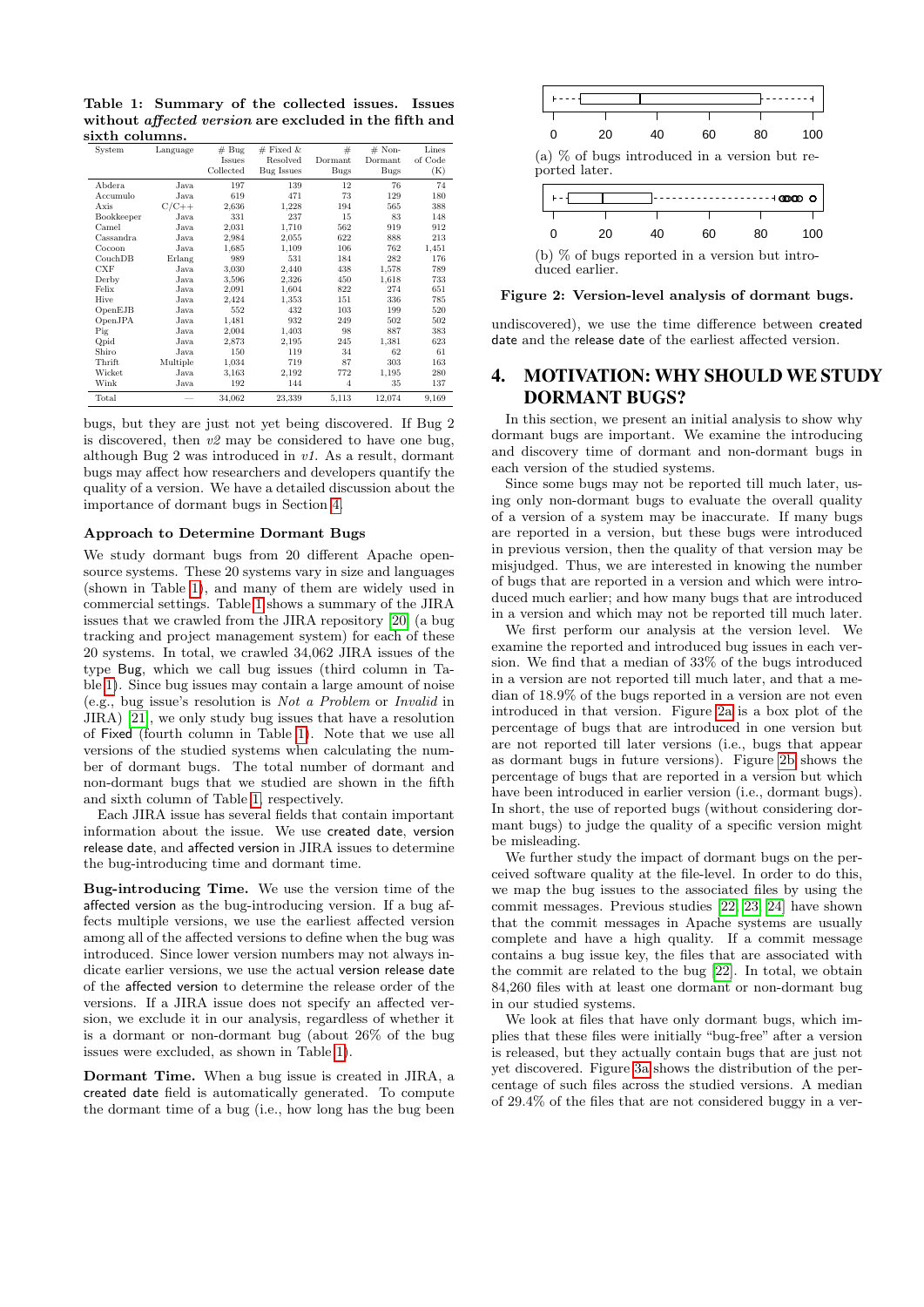Table 1: Summary of the collected issues. Issues without *affected version* are excluded in the fifth and sixth columns.

| System | Language | # Bug Issues Collected | # Fixed & Resolved Bug Issues | # Dormant Bugs | # Non-Dormant Bugs | Lines of Code (K) |
|---|---|---|---|---|---|---|
| Abdera | Java | 197 | 139 | 12 | 76 | 74 |
| Accumulo | Java | 619 | 471 | 73 | 129 | 180 |
| Axis | C/C++ | 2,636 | 1,228 | 194 | 565 | 388 |
| Bookkeeper | Java | 331 | 237 | 15 | 83 | 148 |
| Camel | Java | 2,031 | 1,710 | 562 | 919 | 912 |
| Cassandra | Java | 2,984 | 2,055 | 622 | 888 | 213 |
| Cocoon | Java | 1,685 | 1,109 | 106 | 762 | 1,451 |
| CouchDB | Erlang | 989 | 531 | 184 | 282 | 176 |
| CXF | Java | 3,030 | 2,440 | 438 | 1,578 | 789 |
| Derby | Java | 3,596 | 2,326 | 450 | 1,618 | 733 |
| Felix | Java | 2,091 | 1,604 | 822 | 274 | 651 |
| Hive | Java | 2,424 | 1,353 | 151 | 336 | 785 |
| OpenEJB | Java | 552 | 432 | 103 | 199 | 520 |
| OpenJPA | Java | 1,481 | 932 | 249 | 502 | 502 |
| Pig | Java | 2,004 | 1,403 | 98 | 887 | 383 |
| Qpid | Java | 2,873 | 2,195 | 245 | 1,381 | 623 |
| Shiro | Java | 150 | 119 | 34 | 62 | 61 |
| Thrift | Multiple | 1,034 | 719 | 87 | 303 | 163 |
| Wicket | Java | 3,163 | 2,192 | 772 | 1,195 | 280 |
| Wink | Java | 192 | 144 | 4 | 35 | 137 |
| Total | — | 34,062 | 23,339 | 5,113 | 12,074 | 9,169 |

bugs, but they are just not yet being discovered. If Bug 2 is discovered, then *v2* may be considered to have one bug, although Bug 2 was introduced in *v1*. As a result, dormant bugs may affect how researchers and developers quantify the quality of a version. We have a detailed discussion about the importance of dormant bugs in Section 4.

### Approach to Determine Dormant Bugs

We study dormant bugs from 20 different Apache open-source systems. These 20 systems vary in size and languages (shown in Table 1), and many of them are widely used in commercial settings. Table 1 shows a summary of the JIRA issues that we crawled from the JIRA repository [20] (a bug tracking and project management system) for each of these 20 systems. In total, we crawled 34,062 JIRA issues of the type Bug, which we call bug issues (third column in Table 1). Since bug issues may contain a large amount of noise (e.g., bug issue's resolution is *Not a Problem* or *Invalid* in JIRA) [21], we only study bug issues that have a resolution of Fixed (fourth column in Table 1). Note that we use all versions of the studied systems when calculating the number of dormant bugs. The total number of dormant and non-dormant bugs that we studied are shown in the fifth and sixth column of Table 1, respectively.

Each JIRA issue has several fields that contain important information about the issue. We use created date, version release date, and affected version in JIRA issues to determine the bug-introducing time and dormant time.

**Bug-introducing Time.** We use the version time of the affected version as the bug-introducing version. If a bug affects multiple versions, we use the earliest affected version among all of the affected versions to define when the bug was introduced. Since lower version numbers may not always indicate earlier versions, we use the actual version release date of the affected version to determine the release order of the versions. If a JIRA issue does not specify an affected version, we exclude it in our analysis, regardless of whether it is a dormant or non-dormant bug (about 26% of the bug issues were excluded, as shown in Table 1).

**Dormant Time.** When a bug issue is created in JIRA, a created date field is automatically generated. To compute the dormant time of a bug (i.e., how long has the bug been undiscovered), we use the time difference between created date and the release date of the earliest affected version.

(a) % of bugs introduced in a version but reported later.

(b) % of bugs reported in a version but introduced earlier.

Figure 2: Version-level analysis of dormant bugs.

## 4. MOTIVATION: WHY SHOULD WE STUDY DORMANT BUGS?

In this section, we present an initial analysis to show why dormant bugs are important. We examine the introducing and discovery time of dormant and non-dormant bugs in each version of the studied systems.

Since some bugs may not be reported till much later, using only non-dormant bugs to evaluate the overall quality of a version of a system may be inaccurate. If many bugs are reported in a version, but these bugs were introduced in previous version, then the quality of that version may be misjudged. Thus, we are interested in knowing the number of bugs that are reported in a version and which were introduced much earlier; and how many bugs that are introduced in a version and which may not be reported till much later.

We first perform our analysis at the version level. We examine the reported and introduced bug issues in each version. We find that a median of 33% of the bugs introduced in a version are not reported till much later, and that a median of 18.9% of the bugs reported in a version are not even introduced in that version. Figure 2a is a box plot of the percentage of bugs that are introduced in one version but are not reported till later versions (i.e., bugs that appear as dormant bugs in future versions). Figure 2b shows the percentage of bugs that are reported in a version but which have been introduced in earlier version (i.e., dormant bugs). In short, the use of reported bugs (without considering dormant bugs) to judge the quality of a specific version might be misleading.

We further study the impact of dormant bugs on the perceived software quality at the file-level. In order to do this, we map the bug issues to the associated files by using the commit messages. Previous studies [22, 23, 24] have shown that the commit messages in Apache systems are usually complete and have a high quality. If a commit message contains a bug issue key, the files that are associated with the commit are related to the bug [22]. In total, we obtain 84,260 files with at least one dormant or non-dormant bug in our studied systems.

We look at files that have only dormant bugs, which implies that these files were initially "bug-free" after a version is released, but they actually contain bugs that are just not yet discovered. Figure 3a shows the distribution of the percentage of such files across the studied versions. A median of 29.4% of the files that are not considered buggy in a ver-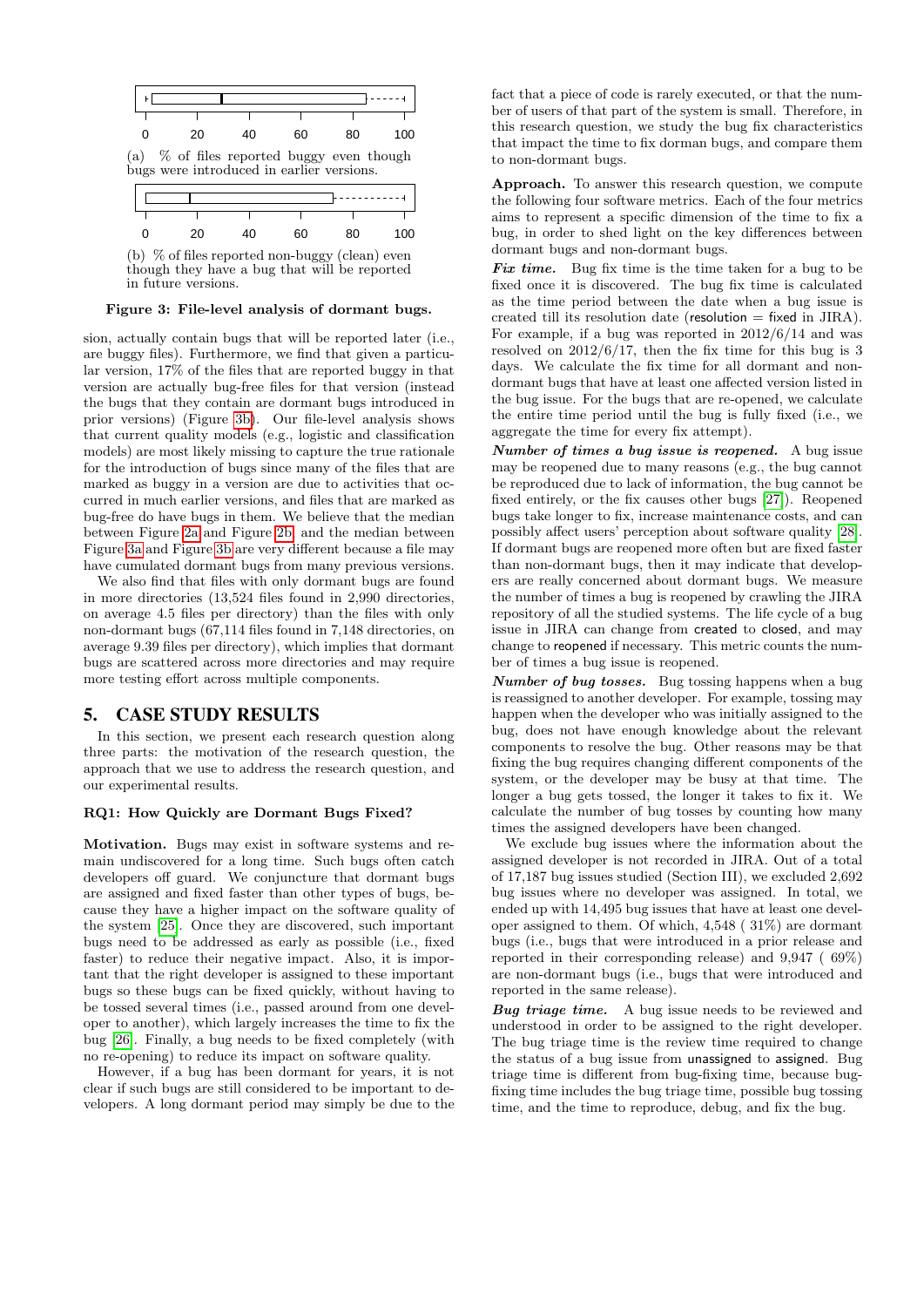0 20 40 60 80 100

(a) % of files reported buggy even though bugs were introduced in earlier versions.

0 20 40 60 80 100

(b) % of files reported non-buggy (clean) even though they have a bug that will be reported in future versions.

**Figure 3: File-level analysis of dormant bugs.**

sion, actually contain bugs that will be reported later (i.e., are buggy files). Furthermore, we find that given a particular version, 17% of the files that are reported buggy in that version are actually bug-free files for that version (instead the bugs that they contain are dormant bugs introduced in prior versions) (Figure 3b). Our file-level analysis shows that current quality models (e.g., logistic and classification models) are most likely missing to capture the true rationale for the introduction of bugs since many of the files that are marked as buggy in a version are due to activities that occurred in much earlier versions, and files that are marked as bug-free do have bugs in them. We believe that the median between Figure 2a and Figure 2b, and the median between Figure 3a and Figure 3b are very different because a file may have cumulated dormant bugs from many previous versions.

We also find that files with only dormant bugs are found in more directories (13,524 files found in 2,990 directories, on average 4.5 files per directory) than the files with only non-dormant bugs (67,114 files found in 7,148 directories, on average 9.39 files per directory), which implies that dormant bugs are scattered across more directories and may require more testing effort across multiple components.

## 5. CASE STUDY RESULTS

In this section, we present each research question along three parts: the motivation of the research question, the approach that we use to address the research question, and our experimental results.

### RQ1: How Quickly are Dormant Bugs Fixed?

**Motivation.** Bugs may exist in software systems and remain undiscovered for a long time. Such bugs often catch developers off guard. We conjuncture that dormant bugs are assigned and fixed faster than other types of bugs, because they have a higher impact on the software quality of the system [25]. Once they are discovered, such important bugs need to be addressed as early as possible (i.e., fixed faster) to reduce their negative impact. Also, it is important that the right developer is assigned to these important bugs so these bugs can be fixed quickly, without having to be tossed several times (i.e., passed around from one developer to another), which largely increases the time to fix the bug [26]. Finally, a bug needs to be fixed completely (with no re-opening) to reduce its impact on software quality.

However, if a bug has been dormant for years, it is not clear if such bugs are still considered to be important to developers. A long dormant period may simply be due to the fact that a piece of code is rarely executed, or that the number of users of that part of the system is small. Therefore, in this research question, we study the bug fix characteristics that impact the time to fix dorman bugs, and compare them to non-dormant bugs.

**Approach.** To answer this research question, we compute the following four software metrics. Each of the four metrics aims to represent a specific dimension of the time to fix a bug, in order to shed light on the key differences between dormant bugs and non-dormant bugs.

***Fix time.*** Bug fix time is the time taken for a bug to be fixed once it is discovered. The bug fix time is calculated as the time period between the date when a bug issue is created till its resolution date (resolution = fixed in JIRA). For example, if a bug was reported in 2012/6/14 and was resolved on 2012/6/17, then the fix time for this bug is 3 days. We calculate the fix time for all dormant and non-dormant bugs that have at least one affected version listed in the bug issue. For the bugs that are re-opened, we calculate the entire time period until the bug is fully fixed (i.e., we aggregate the time for every fix attempt).

***Number of times a bug issue is reopened.*** A bug issue may be reopened due to many reasons (e.g., the bug cannot be reproduced due to lack of information, the bug cannot be fixed entirely, or the fix causes other bugs [27]). Reopened bugs take longer to fix, increase maintenance costs, and can possibly affect users' perception about software quality [28]. If dormant bugs are reopened more often but are fixed faster than non-dormant bugs, then it may indicate that developers are really concerned about dormant bugs. We measure the number of times a bug is reopened by crawling the JIRA repository of all the studied systems. The life cycle of a bug issue in JIRA can change from created to closed, and may change to reopened if necessary. This metric counts the number of times a bug issue is reopened.

***Number of bug tosses.*** Bug tossing happens when a bug is reassigned to another developer. For example, tossing may happen when the developer who was initially assigned to the bug, does not have enough knowledge about the relevant components to resolve the bug. Other reasons may be that fixing the bug requires changing different components of the system, or the developer may be busy at that time. The longer a bug gets tossed, the longer it takes to fix it. We calculate the number of bug tosses by counting how many times the assigned developers have been changed.

We exclude bug issues where the information about the assigned developer is not recorded in JIRA. Out of a total of 17,187 bug issues studied (Section III), we excluded 2,692 bug issues where no developer was assigned. In total, we ended up with 14,495 bug issues that have at least one developer assigned to them. Of which, 4,548 ( 31%) are dormant bugs (i.e., bugs that were introduced in a prior release and reported in their corresponding release) and 9,947 ( 69%) are non-dormant bugs (i.e., bugs that were introduced and reported in the same release).

***Bug triage time.*** A bug issue needs to be reviewed and understood in order to be assigned to the right developer. The bug triage time is the review time required to change the status of a bug issue from unassigned to assigned. Bug triage time is different from bug-fixing time, because bug-fixing time includes the bug triage time, possible bug tossing time, and the time to reproduce, debug, and fix the bug.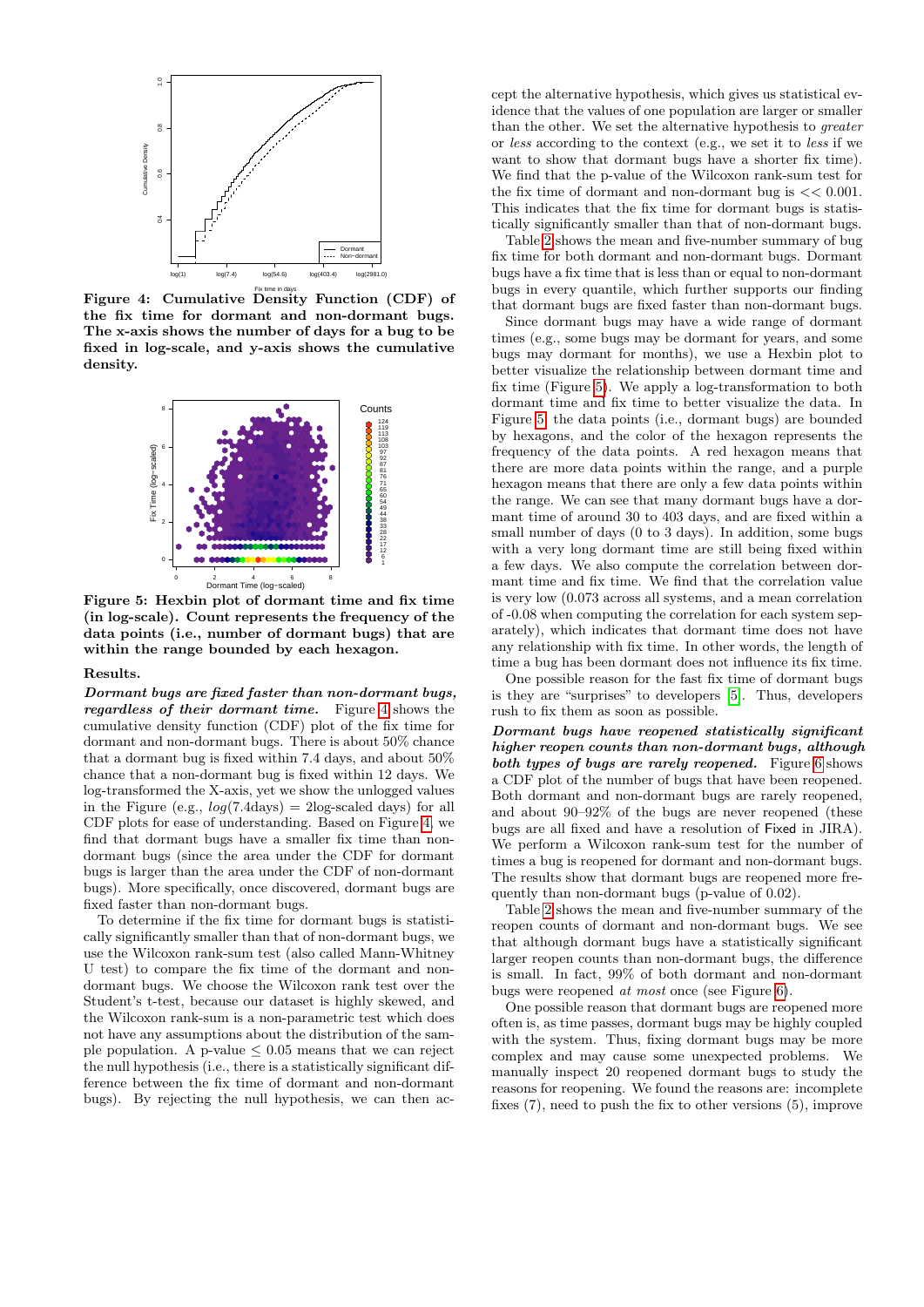**Figure 4: Cumulative Density Function (CDF) of the fix time for dormant and non-dormant bugs. The x-axis shows the number of days for a bug to be fixed in log-scale, and y-axis shows the cumulative density.**

**Figure 5: Hexbin plot of dormant time and fix time (in log-scale). Count represents the frequency of the data points (i.e., number of dormant bugs) that are within the range bounded by each hexagon.**

**Results.**

***Dormant bugs are fixed faster than non-dormant bugs, regardless of their dormant time.*** Figure 4 shows the cumulative density function (CDF) plot of the fix time for dormant and non-dormant bugs. There is about 50% chance that a dormant bug is fixed within 7.4 days, and about 50% chance that a non-dormant bug is fixed within 12 days. We log-transformed the X-axis, yet we show the unlogged values in the Figure (e.g., $log(7.4\text{days})$ = 2log-scaled days) for all CDF plots for ease of understanding. Based on Figure 4, we find that dormant bugs have a smaller fix time than non-dormant bugs (since the area under the CDF for dormant bugs is larger than the area under the CDF of non-dormant bugs). More specifically, once discovered, dormant bugs are fixed faster than non-dormant bugs.

To determine if the fix time for dormant bugs is statistically significantly smaller than that of non-dormant bugs, we use the Wilcoxon rank-sum test (also called Mann-Whitney U test) to compare the fix time of the dormant and non-dormant bugs. We choose the Wilcoxon rank test over the Student's t-test, because our dataset is highly skewed, and the Wilcoxon rank-sum is a non-parametric test which does not have any assumptions about the distribution of the sample population. A p-value $\leq 0.05$ means that we can reject the null hypothesis (i.e., there is a statistically significant difference between the fix time of dormant and non-dormant bugs). By rejecting the null hypothesis, we can then accept the alternative hypothesis, which gives us statistical evidence that the values of one population are larger or smaller than the other. We set the alternative hypothesis to *greater* or *less* according to the context (e.g., we set it to *less* if we want to show that dormant bugs have a shorter fix time). We find that the p-value of the Wilcoxon rank-sum test for the fix time of dormant and non-dormant bug is $<< 0.001$. This indicates that the fix time for dormant bugs is statistically significantly smaller than that of non-dormant bugs.

Table 2 shows the mean and five-number summary of bug fix time for both dormant and non-dormant bugs. Dormant bugs have a fix time that is less than or equal to non-dormant bugs in every quantile, which further supports our finding that dormant bugs are fixed faster than non-dormant bugs.

Since dormant bugs may have a wide range of dormant times (e.g., some bugs may be dormant for years, and some bugs may dormant for months), we use a Hexbin plot to better visualize the relationship between dormant time and fix time (Figure 5). We apply a log-transformation to both dormant time and fix time to better visualize the data. In Figure 5, the data points (i.e., dormant bugs) are bounded by hexagons, and the color of the hexagon represents the frequency of the data points. A red hexagon means that there are more data points within the range, and a purple hexagon means that there are only a few data points within the range. We can see that many dormant bugs have a dormant time of around 30 to 403 days, and are fixed within a small number of days (0 to 3 days). In addition, some bugs with a very long dormant time are still being fixed within a few days. We also compute the correlation between dormant time and fix time. We find that the correlation value is very low (0.073 across all systems, and a mean correlation of -0.08 when computing the correlation for each system separately), which indicates that dormant time does not have any relationship with fix time. In other words, the length of time a bug has been dormant does not influence its fix time.

One possible reason for the fast fix time of dormant bugs is they are "surprises" to developers [5]. Thus, developers rush to fix them as soon as possible.

***Dormant bugs have reopened statistically significant higher reopen counts than non-dormant bugs, although both types of bugs are rarely reopened.*** Figure 6 shows a CDF plot of the number of bugs that have been reopened. Both dormant and non-dormant bugs are rarely reopened, and about 90–92% of the bugs are never reopened (these bugs are all fixed and have a resolution of Fixed in JIRA). We perform a Wilcoxon rank-sum test for the number of times a bug is reopened for dormant and non-dormant bugs. The results show that dormant bugs are reopened more frequently than non-dormant bugs (p-value of 0.02).

Table 2 shows the mean and five-number summary of the reopen counts of dormant and non-dormant bugs. We see that although dormant bugs have a statistically significant larger reopen counts than non-dormant bugs, the difference is small. In fact, 99% of both dormant and non-dormant bugs were reopened *at most* once (see Figure 6).

One possible reason that dormant bugs are reopened more often is, as time passes, dormant bugs may be highly coupled with the system. Thus, fixing dormant bugs may be more complex and may cause some unexpected problems. We manually inspect 20 reopened dormant bugs to study the reasons for reopening. We found the reasons are: incomplete fixes (7), need to push the fix to other versions (5), improve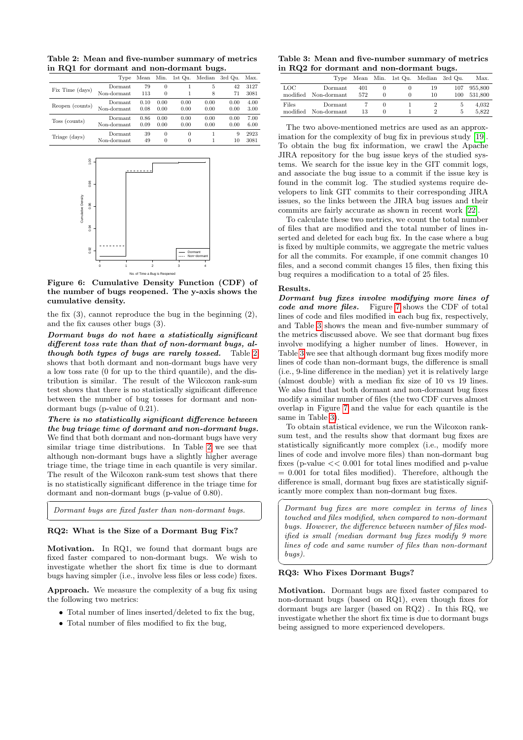**Table 2: Mean and five-number summary of metrics in RQ1 for dormant and non-dormant bugs.**

| | Type | Mean | Min. | 1st Qu. | Median | 3rd Qu. | Max. |
|---|---|---|---|---|---|---|---|
| Fix Time (days) | Dormant | 79 | 0 | 1 | 5 | 42 | 3127 |
| | Non-dormant | 113 | 0 | 1 | 8 | 71 | 3081 |
| Reopen (counts) | Dormant | 0.10 | 0.00 | 0.00 | 0.00 | 0.00 | 4.00 |
| | Non-dormant | 0.08 | 0.00 | 0.00 | 0.00 | 0.00 | 3.00 |
| Toss (counts) | Dormant | 0.86 | 0.00 | 0.00 | 0.00 | 0.00 | 7.00 |
| | Non-dormant | 0.09 | 0.00 | 0.00 | 0.00 | 0.00 | 6.00 |
| Triage (days) | Dormant | 39 | 0 | 0 | 1 | 9 | 2923 |
| | Non-dormant | 49 | 0 | 0 | 1 | 10 | 3081 |

**Figure 6: Cumulative Density Function (CDF) of the number of bugs reopened. The y-axis shows the cumulative density.**

the fix (3), cannot reproduce the bug in the beginning (2), and the fix causes other bugs (3).

***Dormant bugs do not have a statistically significant different toss rate than that of non-dormant bugs, although both types of bugs are rarely tossed.*** Table 2 shows that both dormant and non-dormant bugs have very a low toss rate (0 for up to the third quantile), and the distribution is similar. The result of the Wilcoxon rank-sum test shows that there is no statistically significant difference between the number of bug tosses for dormant and non-dormant bugs (p-value of 0.21).

***There is no statistically significant difference between the bug triage time of dormant and non-dormant bugs.*** We find that both dormant and non-dormant bugs have very similar triage time distributions. In Table 2 we see that although non-dormant bugs have a slightly higher average triage time, the triage time in each quantile is very similar. The result of the Wilcoxon rank-sum test shows that there is no statistically significant difference in the triage time for dormant and non-dormant bugs (p-value of 0.80).

> *Dormant bugs are fixed faster than non-dormant bugs.*

### RQ2: What is the Size of a Dormant Bug Fix?

**Motivation.** In RQ1, we found that dormant bugs are fixed faster compared to non-dormant bugs. We wish to investigate whether the short fix time is due to dormant bugs having simpler (i.e., involve less files or less code) fixes.

**Approach.** We measure the complexity of a bug fix using the following two metrics:

- Total number of lines inserted/deleted to fix the bug,
- Total number of files modified to fix the bug,

**Table 3: Mean and five-number summary of metrics in RQ2 for dormant and non-dormant bugs.**

| | Type | Mean | Min. | 1st Qu. | Median | 3rd Qu. | Max. |
|---|---|---|---|---|---|---|---|
| LOC modified | Dormant | 401 | 0 | 0 | 19 | 107 | 955,800 |
| | Non-dormant | 572 | 0 | 0 | 10 | 100 | 531,800 |
| Files modified | Dormant | 7 | 0 | 1 | 2 | 5 | 4,032 |
| | Non-dormant | 13 | 0 | 1 | 2 | 5 | 5,822 |

The two above-mentioned metrics are used as an approximation for the complexity of bug fix in previous study [19]. To obtain the bug fix information, we crawl the Apache JIRA repository for the bug issue keys of the studied systems. We search for the issue key in the GIT commit logs, and associate the bug issue to a commit if the issue key is found in the commit log. The studied systems require developers to link GIT commits to their corresponding JIRA issues, so the links between the JIRA bug issues and their commits are fairly accurate as shown in recent work [22].

To calculate these two metrics, we count the total number of files that are modified and the total number of lines inserted and deleted for each bug fix. In the case where a bug is fixed by multiple commits, we aggregate the metric values for all the commits. For example, if one commit changes 10 files, and a second commit changes 15 files, then fixing this bug requires a modification to a total of 25 files.

**Results.**
***Dormant bug fixes involve modifying more lines of code and more files.*** Figure 7 shows the CDF of total lines of code and files modified in each bug fix, respectively, and Table 3 shows the mean and five-number summary of the metrics discussed above. We see that dormant bug fixes involve modifying a higher number of lines. However, in Table 3 we see that although dormant bug fixes modify more lines of code than non-dormant bugs, the difference is small (i.e., 9-line difference in the median) yet it is relatively large (almost double) with a median fix size of 10 vs 19 lines. We also find that both dormant and non-dormant bug fixes modify a similar number of files (the two CDF curves almost overlap in Figure 7 and the value for each quantile is the same in Table 3).

To obtain statistical evidence, we run the Wilcoxon rank-sum test, and the results show that dormant bug fixes are statistically significantly more complex (i.e., modify more lines of code and involve more files) than non-dormant bug fixes (p-value $<< 0.001$ for total lines modified and p-value $= 0.001$ for total files modified). Therefore, although the difference is small, dormant bug fixes are statistically significantly more complex than non-dormant bug fixes.

> *Dormant bug fixes are more complex in terms of lines touched and files modified, when compared to non-dormant bugs. However, the difference between number of files modified is small (median dormant bug fixes modify 9 more lines of code and same number of files than non-dormant bugs).*

### RQ3: Who Fixes Dormant Bugs?

**Motivation.** Dormant bugs are fixed faster compared to non-dormant bugs (based on RQ1), even though fixes for dormant bugs are larger (based on RQ2) . In this RQ, we investigate whether the short fix time is due to dormant bugs being assigned to more experienced developers.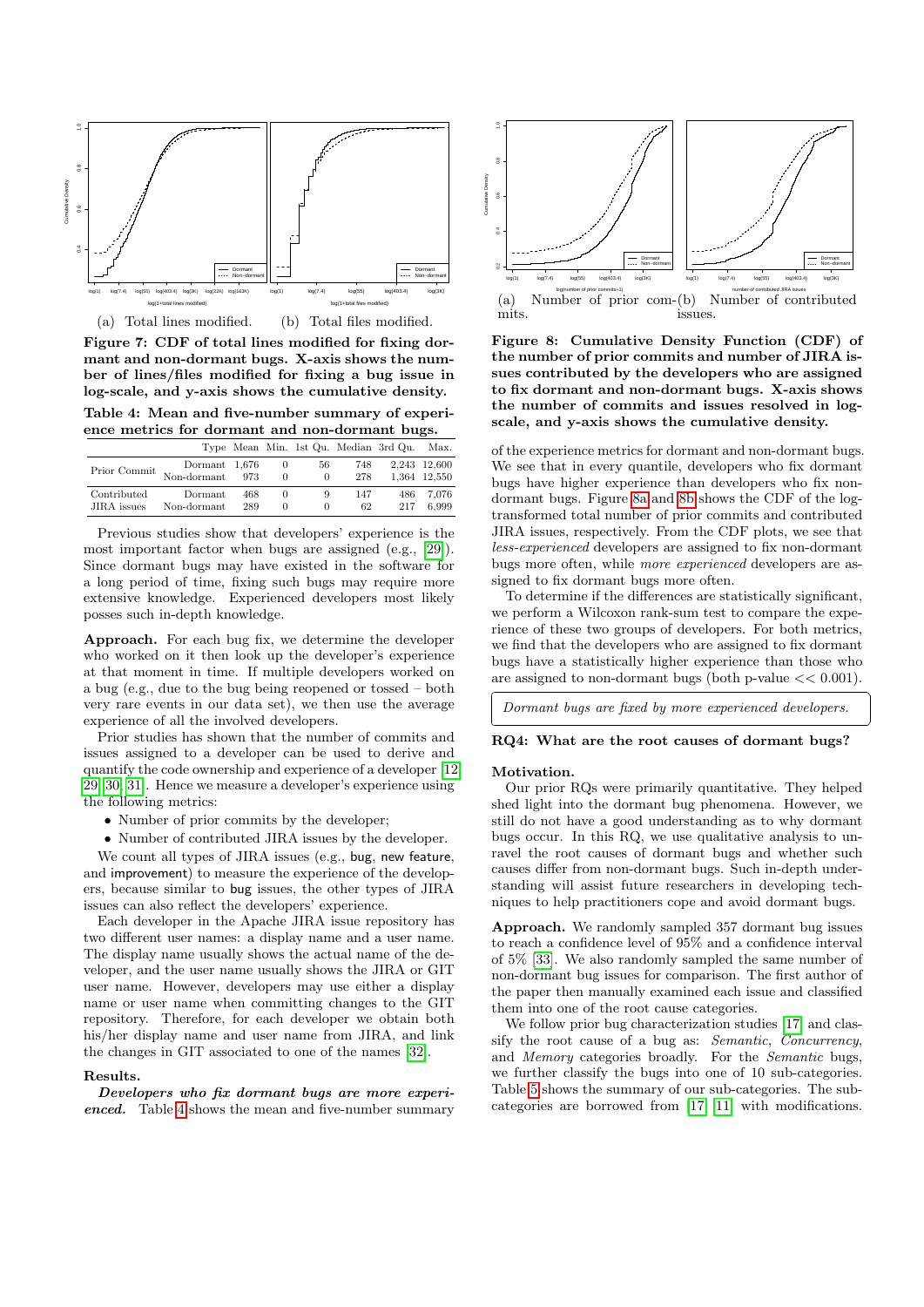(a) Total lines modified. (b) Total files modified.

**Figure 7: CDF of total lines modified for fixing dormant and non-dormant bugs. X-axis shows the number of lines/files modified for fixing a bug issue in log-scale, and y-axis shows the cumulative density.**

**Table 4: Mean and five-number summary of experience metrics for dormant and non-dormant bugs.**

| | Type | Mean | Min. | 1st Qu. | Median | 3rd Qu. | Max. |
|---|---|---|---|---|---|---|---|
| Prior Commit | Dormant | 1,676 | 0 | 56 | 748 | 2,243 | 12,600 |
| | Non-dormant | 973 | 0 | 0 | 278 | 1,364 | 12,550 |
| Contributed JIRA issues | Dormant | 468 | 0 | 9 | 147 | 486 | 7,076 |
| | Non-dormant | 289 | 0 | 0 | 62 | 217 | 6,999 |

Previous studies show that developers' experience is the most important factor when bugs are assigned (e.g., [29]). Since dormant bugs may have existed in the software for a long period of time, fixing such bugs may require more extensive knowledge. Experienced developers most likely posses such in-depth knowledge.

**Approach.** For each bug fix, we determine the developer who worked on it then look up the developer's experience at that moment in time. If multiple developers worked on a bug (e.g., due to the bug being reopened or tossed – both very rare events in our data set), we then use the average experience of all the involved developers.

Prior studies has shown that the number of commits and issues assigned to a developer can be used to derive and quantify the code ownership and experience of a developer [12, 29, 30, 31]. Hence we measure a developer's experience using the following metrics:

- Number of prior commits by the developer;
- Number of contributed JIRA issues by the developer.

We count all types of JIRA issues (e.g., bug, new feature, and improvement) to measure the experience of the developers, because similar to bug issues, the other types of JIRA issues can also reflect the developers' experience.

Each developer in the Apache JIRA issue repository has two different user names: a display name and a user name. The display name usually shows the actual name of the developer, and the user name usually shows the JIRA or GIT user name. However, developers may use either a display name or user name when committing changes to the GIT repository. Therefore, for each developer we obtain both his/her display name and user name from JIRA, and link the changes in GIT associated to one of the names [32].

**Results.**

***Developers who fix dormant bugs are more experienced.*** Table 4 shows the mean and five-number summary of the experience metrics for dormant and non-dormant bugs. We see that in every quantile, developers who fix dormant bugs have higher experience than developers who fix non-dormant bugs. Figure 8a and 8b shows the CDF of the log-transformed total number of prior commits and contributed JIRA issues, respectively. From the CDF plots, we see that *less-experienced* developers are assigned to fix non-dormant bugs more often, while *more experienced* developers are assigned to fix dormant bugs more often.

(a) Number of prior commits. (b) Number of contributed issues.

**Figure 8: Cumulative Density Function (CDF) of the number of prior commits and number of JIRA issues contributed by the developers who are assigned to fix dormant and non-dormant bugs. X-axis shows the number of commits and issues resolved in log-scale, and y-axis shows the cumulative density.**

To determine if the differences are statistically significant, we perform a Wilcoxon rank-sum test to compare the experience of these two groups of developers. For both metrics, we find that the developers who are assigned to fix dormant bugs have a statistically higher experience than those who are assigned to non-dormant bugs (both p-value $<< 0.001$).

> *Dormant bugs are fixed by more experienced developers.*

**RQ4: What are the root causes of dormant bugs?**

**Motivation.**

Our prior RQs were primarily quantitative. They helped shed light into the dormant bug phenomena. However, we still do not have a good understanding as to why dormant bugs occur. In this RQ, we use qualitative analysis to unravel the root causes of dormant bugs and whether such causes differ from non-dormant bugs. Such in-depth understanding will assist future researchers in developing techniques to help practitioners cope and avoid dormant bugs.

**Approach.** We randomly sampled 357 dormant bug issues to reach a confidence level of 95% and a confidence interval of 5% [33]. We also randomly sampled the same number of non-dormant bug issues for comparison. The first author of the paper then manually examined each issue and classified them into one of the root cause categories.

We follow prior bug characterization studies [17] and classify the root cause of a bug as: *Semantic*, *Concurrency*, and *Memory* categories broadly. For the *Semantic* bugs, we further classify the bugs into one of 10 sub-categories. Table 5 shows the summary of our sub-categories. The sub-categories are borrowed from [17, 11] with modifications.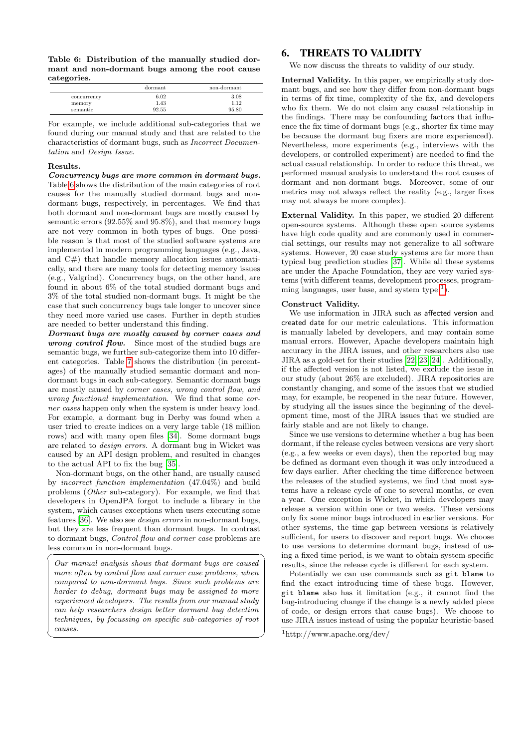**Table 6: Distribution of the manually studied dormant and non-dormant bugs among the root cause categories.**

| | dormant | non-dormant |
|---|---|---|
| concurrency | 6.02 | 3.08 |
| memory | 1.43 | 1.12 |
| semantic | 92.55 | 95.80 |

For example, we include additional sub-categories that we found during our manual study and that are related to the characteristics of dormant bugs, such as *Incorrect Documentation* and *Design Issue*.

**Results.**

***Concurrency bugs are more common in dormant bugs.*** Table 6 shows the distribution of the main categories of root causes for the manually studied dormant bugs and non-dormant bugs, respectively, in percentages. We find that both dormant and non-dormant bugs are mostly caused by semantic errors (92.55% and 95.8%), and that memory bugs are not very common in both types of bugs. One possible reason is that most of the studied software systems are implemented in modern programming languages (e.g., Java, and C#) that handle memory allocation issues automatically, and there are many tools for detecting memory issues (e.g., Valgrind). Concurrency bugs, on the other hand, are found in about 6% of the total studied dormant bugs and 3% of the total studied non-dormant bugs. It might be the case that such concurrency bugs tale longer to uncover since they need more varied use cases. Further in depth studies are needed to better understand this finding.

***Dormant bugs are mostly caused by corner cases and wrong control flow.*** Since most of the studied bugs are semantic bugs, we further sub-categorize them into 10 different categories. Table 7 shows the distribution (in percentages) of the manually studied semantic dormant and non-dormant bugs in each sub-category. Semantic dormant bugs are mostly caused by *corner cases, wrong control flow, and wrong functional implementation*. We find that some *corner cases* happen only when the system is under heavy load. For example, a dormant bug in Derby was found when a user tried to create indices on a very large table (18 million rows) and with many open files [34]. Some dormant bugs are related to *design errors*. A dormant bug in Wicket was caused by an API design problem, and resulted in changes to the actual API to fix the bug [35].

Non-dormant bugs, on the other hand, are usually caused by *incorrect function implementation* (47.04%) and build problems (*Other* sub-category). For example, we find that developers in OpenJPA forgot to include a library in the system, which causes exceptions when users executing some features [36]. We also see *design errors* in non-dormant bugs, but they are less frequent than dormant bugs. In contrast to dormant bugs, *Control flow and corner case* problems are less common in non-dormant bugs.

> *Our manual analysis shows that dormant bugs are caused more often by control flow and corner case problems, when compared to non-dormant bugs. Since such problems are harder to debug, dormant bugs may be assigned to more experienced developers. The results from our manual study can help researchers design better dormant bug detection techniques, by focussing on specific sub-categories of root causes.*

## 6. THREATS TO VALIDITY

We now discuss the threats to validity of our study.

**Internal Validity.** In this paper, we empirically study dormant bugs, and see how they differ from non-dormant bugs in terms of fix time, complexity of the fix, and developers who fix them. We do not claim any causal relationship in the findings. There may be confounding factors that influence the fix time of dormant bugs (e.g., shorter fix time may be because the dormant bug fixers are more experienced). Nevertheless, more experiments (e.g., interviews with the developers, or controlled experiment) are needed to find the actual casual relationship. In order to reduce this threat, we performed manual analysis to understand the root causes of dormant and non-dormant bugs. Moreover, some of our metrics may not always reflect the reality (e.g., larger fixes may not always be more complex).

**External Validity.** In this paper, we studied 20 different open-source systems. Although these open source systems have high code quality and are commonly used in commercial settings, our results may not generalize to all software systems. However, 20 case study systems are far more than typical bug prediction studies [37]. While all these systems are under the Apache Foundation, they are very varied systems (with different teams, development processes, programming languages, user base, and system type [1]).

**Construct Validity.**

We use information in JIRA such as `affected version` and `created date` for our metric calculations. This information is manually labeled by developers, and may contain some manual errors. However, Apache developers maintain high accuracy in the JIRA issues, and other researchers also use JIRA as a gold-set for their studies [22, 23, 24]. Additionally, if the affected version is not listed, we exclude the issue in our study (about 26% are excluded). JIRA repositories are constantly changing, and some of the issues that we studied may, for example, be reopened in the near future. However, by studying all the issues since the beginning of the development time, most of the JIRA issues that we studied are fairly stable and are not likely to change.

Since we use versions to determine whether a bug has been dormant, if the release cycles between versions are very short (e.g., a few weeks or even days), then the reported bug may be defined as dormant even though it was only introduced a few days earlier. After checking the time difference between the releases of the studied systems, we find that most systems have a release cycle of one to several months, or even a year. One exception is Wicket, in which developers may release a version within one or two weeks. These versions only fix some minor bugs introduced in earlier versions. For other systems, the time gap between versions is relatively sufficient, for users to discover and report bugs. We choose to use versions to determine dormant bugs, instead of using a fixed time period, is we want to obtain system-specific results, since the release cycle is different for each system.

Potentially we can use commands such as `git blame` to find the exact introducing time of these bugs. However, `git blame` also has it limitation (e.g., it cannot find the bug-introducing change if the change is a newly added piece of code, or design errors that cause bugs). We choose to use JIRA issues instead of using the popular heuristic-based

[1] http://www.apache.org/dev/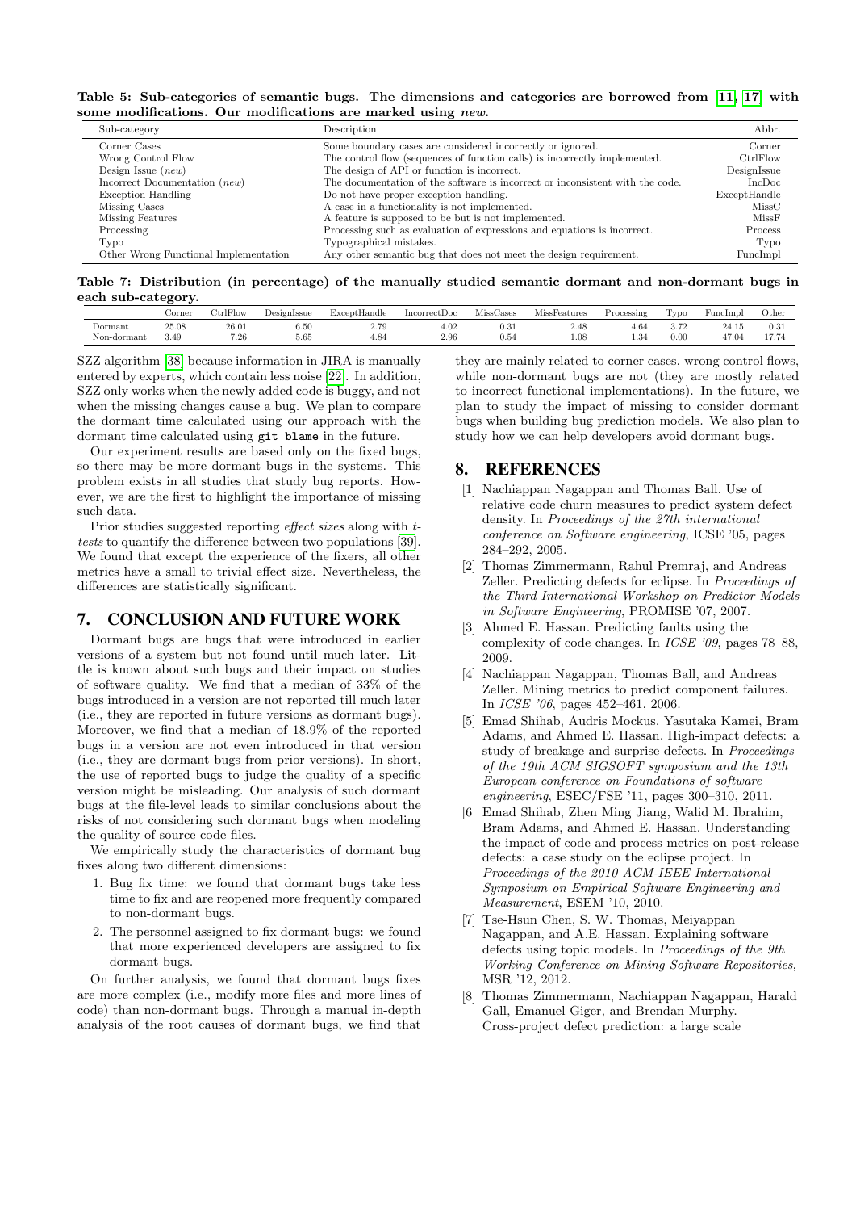**Table 5: Sub-categories of semantic bugs. The dimensions and categories are borrowed from [11, 17] with some modifications. Our modifications are marked using *new*.**

| Sub-category | Description | Abbr. |
|---|---|---|
| Corner Cases | Some boundary cases are considered incorrectly or ignored. | Corner |
| Wrong Control Flow | The control flow (sequences of function calls) is incorrectly implemented. | CtrlFlow |
| Design Issue (*new*) | The design of API or function is incorrect. | DesignIssue |
| Incorrect Documentation (*new*) | The documentation of the software is incorrect or inconsistent with the code. | IncDoc |
| Exception Handling | Do not have proper exception handling. | ExceptHandle |
| Missing Cases | A case in a functionality is not implemented. | MissC |
| Missing Features | A feature is supposed to be but is not implemented. | MissF |
| Processing | Processing such as evaluation of expressions and equations is incorrect. | Process |
| Typo | Typographical mistakes. | Typo |
| Other Wrong Functional Implementation | Any other semantic bug that does not meet the design requirement. | FuncImpl |

**Table 7: Distribution (in percentage) of the manually studied semantic dormant and non-dormant bugs in each sub-category.**

| | Corner | CtrlFlow | DesignIssue | ExceptHandle | IncorrectDoc | MissCases | MissFeatures | Processing | Typo | FuncImpl | Other |
|---|---|---|---|---|---|---|---|---|---|---|---|
| Dormant | 25.08 | 26.01 | 6.50 | 2.79 | 4.02 | 0.31 | 2.48 | 4.64 | 3.72 | 24.15 | 0.31 |
| Non-dormant | 3.49 | 7.26 | 5.65 | 4.84 | 2.96 | 0.54 | 1.08 | 1.34 | 0.00 | 47.04 | 17.74 |

SZZ algorithm [38] because information in JIRA is manually entered by experts, which contain less noise [22]. In addition, SZZ only works when the newly added code is buggy, and not when the missing changes cause a bug. We plan to compare the dormant time calculated using our approach with the dormant time calculated using `git blame` in the future.

Our experiment results are based only on the fixed bugs, so there may be more dormant bugs in the systems. This problem exists in all studies that study bug reports. However, we are the first to highlight the importance of missing such data.

Prior studies suggested reporting *effect sizes* along with *t-tests* to quantify the difference between two populations [39]. We found that except the experience of the fixers, all other metrics have a small to trivial effect size. Nevertheless, the differences are statistically significant.

## 7. CONCLUSION AND FUTURE WORK

Dormant bugs are bugs that were introduced in earlier versions of a system but not found until much later. Little is known about such bugs and their impact on studies of software quality. We find that a median of 33% of the bugs introduced in a version are not reported till much later (i.e., they are reported in future versions as dormant bugs). Moreover, we find that a median of 18.9% of the reported bugs in a version are not even introduced in that version (i.e., they are dormant bugs from prior versions). In short, the use of reported bugs to judge the quality of a specific version might be misleading. Our analysis of such dormant bugs at the file-level leads to similar conclusions about the risks of not considering such dormant bugs when modeling the quality of source code files.

We empirically study the characteristics of dormant bug fixes along two different dimensions:

1. Bug fix time: we found that dormant bugs take less time to fix and are reopened more frequently compared to non-dormant bugs.
2. The personnel assigned to fix dormant bugs: we found that more experienced developers are assigned to fix dormant bugs.

On further analysis, we found that dormant bugs fixes are more complex (i.e., modify more files and more lines of code) than non-dormant bugs. Through a manual in-depth analysis of the root causes of dormant bugs, we find that they are mainly related to corner cases, wrong control flows, while non-dormant bugs are not (they are mostly related to incorrect functional implementations). In the future, we plan to study the impact of missing to consider dormant bugs when building bug prediction models. We also plan to study how we can help developers avoid dormant bugs.

## 8. REFERENCES

[1] Nachiappan Nagappan and Thomas Ball. Use of relative code churn measures to predict system defect density. In *Proceedings of the 27th international conference on Software engineering*, ICSE '05, pages 284–292, 2005.

[2] Thomas Zimmermann, Rahul Premraj, and Andreas Zeller. Predicting defects for eclipse. In *Proceedings of the Third International Workshop on Predictor Models in Software Engineering*, PROMISE '07, 2007.

[3] Ahmed E. Hassan. Predicting faults using the complexity of code changes. In *ICSE '09*, pages 78–88, 2009.

[4] Nachiappan Nagappan, Thomas Ball, and Andreas Zeller. Mining metrics to predict component failures. In *ICSE '06*, pages 452–461, 2006.

[5] Emad Shihab, Audris Mockus, Yasutaka Kamei, Bram Adams, and Ahmed E. Hassan. High-impact defects: a study of breakage and surprise defects. In *Proceedings of the 19th ACM SIGSOFT symposium and the 13th European conference on Foundations of software engineering*, ESEC/FSE '11, pages 300–310, 2011.

[6] Emad Shihab, Zhen Ming Jiang, Walid M. Ibrahim, Bram Adams, and Ahmed E. Hassan. Understanding the impact of code and process metrics on post-release defects: a case study on the eclipse project. In *Proceedings of the 2010 ACM-IEEE International Symposium on Empirical Software Engineering and Measurement*, ESEM '10, 2010.

[7] Tse-Hsun Chen, S. W. Thomas, Meiyappan Nagappan, and A.E. Hassan. Explaining software defects using topic models. In *Proceedings of the 9th Working Conference on Mining Software Repositories*, MSR '12, 2012.

[8] Thomas Zimmermann, Nachiappan Nagappan, Harald Gall, Emanuel Giger, and Brendan Murphy. Cross-project defect prediction: a large scale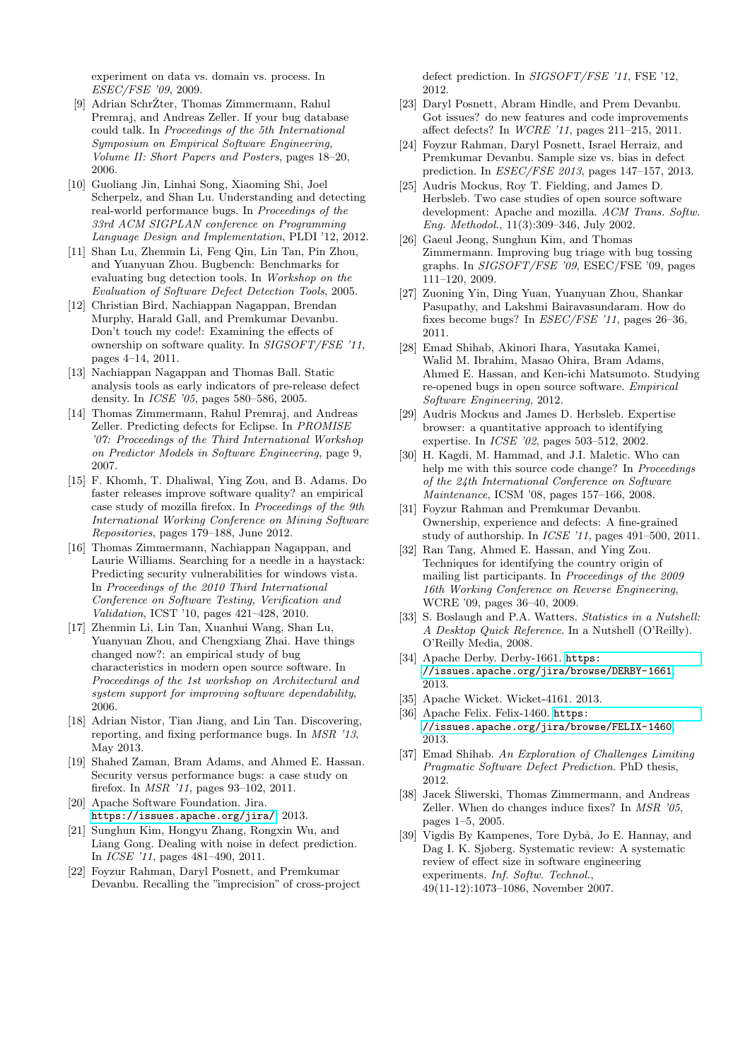experiment on data vs. domain vs. process. In *ESEC/FSE '09*, 2009.

[9] Adrian SchrŽter, Thomas Zimmermann, Rahul Premraj, and Andreas Zeller. If your bug database could talk. In *Proceedings of the 5th International Symposium on Empirical Software Engineering, Volume II: Short Papers and Posters*, pages 18–20, 2006.

[10] Guoliang Jin, Linhai Song, Xiaoming Shi, Joel Scherpelz, and Shan Lu. Understanding and detecting real-world performance bugs. In *Proceedings of the 33rd ACM SIGPLAN conference on Programming Language Design and Implementation*, PLDI '12, 2012.

[11] Shan Lu, Zhenmin Li, Feng Qin, Lin Tan, Pin Zhou, and Yuanyuan Zhou. Bugbench: Benchmarks for evaluating bug detection tools. In *Workshop on the Evaluation of Software Defect Detection Tools*, 2005.

[12] Christian Bird, Nachiappan Nagappan, Brendan Murphy, Harald Gall, and Premkumar Devanbu. Don't touch my code!: Examining the effects of ownership on software quality. In *SIGSOFT/FSE '11*, pages 4–14, 2011.

[13] Nachiappan Nagappan and Thomas Ball. Static analysis tools as early indicators of pre-release defect density. In *ICSE '05*, pages 580–586, 2005.

[14] Thomas Zimmermann, Rahul Premraj, and Andreas Zeller. Predicting defects for Eclipse. In *PROMISE '07: Proceedings of the Third International Workshop on Predictor Models in Software Engineering*, page 9, 2007.

[15] F. Khomh, T. Dhaliwal, Ying Zou, and B. Adams. Do faster releases improve software quality? an empirical case study of mozilla firefox. In *Proceedings of the 9th International Working Conference on Mining Software Repositories*, pages 179–188, June 2012.

[16] Thomas Zimmermann, Nachiappan Nagappan, and Laurie Williams. Searching for a needle in a haystack: Predicting security vulnerabilities for windows vista. In *Proceedings of the 2010 Third International Conference on Software Testing, Verification and Validation*, ICST '10, pages 421–428, 2010.

[17] Zhenmin Li, Lin Tan, Xuanhui Wang, Shan Lu, Yuanyuan Zhou, and Chengxiang Zhai. Have things changed now?: an empirical study of bug characteristics in modern open source software. In *Proceedings of the 1st workshop on Architectural and system support for improving software dependability*, 2006.

[18] Adrian Nistor, Tian Jiang, and Lin Tan. Discovering, reporting, and fixing performance bugs. In *MSR '13*, May 2013.

[19] Shahed Zaman, Bram Adams, and Ahmed E. Hassan. Security versus performance bugs: a case study on firefox. In *MSR '11*, pages 93–102, 2011.

[20] Apache Software Foundation. Jira. https://issues.apache.org/jira/, 2013.

[21] Sunghun Kim, Hongyu Zhang, Rongxin Wu, and Liang Gong. Dealing with noise in defect prediction. In *ICSE '11*, pages 481–490, 2011.

[22] Foyzur Rahman, Daryl Posnett, and Premkumar Devanbu. Recalling the "imprecision" of cross-project defect prediction. In *SIGSOFT/FSE '11*, FSE '12, 2012.

[23] Daryl Posnett, Abram Hindle, and Prem Devanbu. Got issues? do new features and code improvements affect defects? In *WCRE '11*, pages 211–215, 2011.

[24] Foyzur Rahman, Daryl Posnett, Israel Herraiz, and Premkumar Devanbu. Sample size vs. bias in defect prediction. In *ESEC/FSE 2013*, pages 147–157, 2013.

[25] Audris Mockus, Roy T. Fielding, and James D. Herbsleb. Two case studies of open source software development: Apache and mozilla. *ACM Trans. Softw. Eng. Methodol.*, 11(3):309–346, July 2002.

[26] Gaeul Jeong, Sunghun Kim, and Thomas Zimmermann. Improving bug triage with bug tossing graphs. In *SIGSOFT/FSE '09*, ESEC/FSE '09, pages 111–120, 2009.

[27] Zuoning Yin, Ding Yuan, Yuanyuan Zhou, Shankar Pasupathy, and Lakshmi Bairavasundaram. How do fixes become bugs? In *ESEC/FSE '11*, pages 26–36, 2011.

[28] Emad Shihab, Akinori Ihara, Yasutaka Kamei, Walid M. Ibrahim, Masao Ohira, Bram Adams, Ahmed E. Hassan, and Ken-ichi Matsumoto. Studying re-opened bugs in open source software. *Empirical Software Engineering*, 2012.

[29] Audris Mockus and James D. Herbsleb. Expertise browser: a quantitative approach to identifying expertise. In *ICSE '02*, pages 503–512, 2002.

[30] H. Kagdi, M. Hammad, and J.I. Maletic. Who can help me with this source code change? In *Proceedings of the 24th International Conference on Software Maintenance*, ICSM '08, pages 157–166, 2008.

[31] Foyzur Rahman and Premkumar Devanbu. Ownership, experience and defects: A fine-grained study of authorship. In *ICSE '11*, pages 491–500, 2011.

[32] Ran Tang, Ahmed E. Hassan, and Ying Zou. Techniques for identifying the country origin of mailing list participants. In *Proceedings of the 2009 16th Working Conference on Reverse Engineering*, WCRE '09, pages 36–40, 2009.

[33] S. Boslaugh and P.A. Watters. *Statistics in a Nutshell: A Desktop Quick Reference*. In a Nutshell (O'Reilly). O'Reilly Media, 2008.

[34] Apache Derby. Derby-1661. https://issues.apache.org/jira/browse/DERBY-1661, 2013.

[35] Apache Wicket. Wicket-4161. 2013.

[36] Apache Felix. Felix-1460. https://issues.apache.org/jira/browse/FELIX-1460, 2013.

[37] Emad Shihab. *An Exploration of Challenges Limiting Pragmatic Software Defect Prediction*. PhD thesis, 2012.

[38] Jacek Śliwerski, Thomas Zimmermann, and Andreas Zeller. When do changes induce fixes? In *MSR '05*, pages 1–5, 2005.

[39] Vigdis By Kampenes, Tore Dybå, Jo E. Hannay, and Dag I. K. Sjøberg. Systematic review: A systematic review of effect size in software engineering experiments. *Inf. Softw. Technol.*, 49(11-12):1073–1086, November 2007.